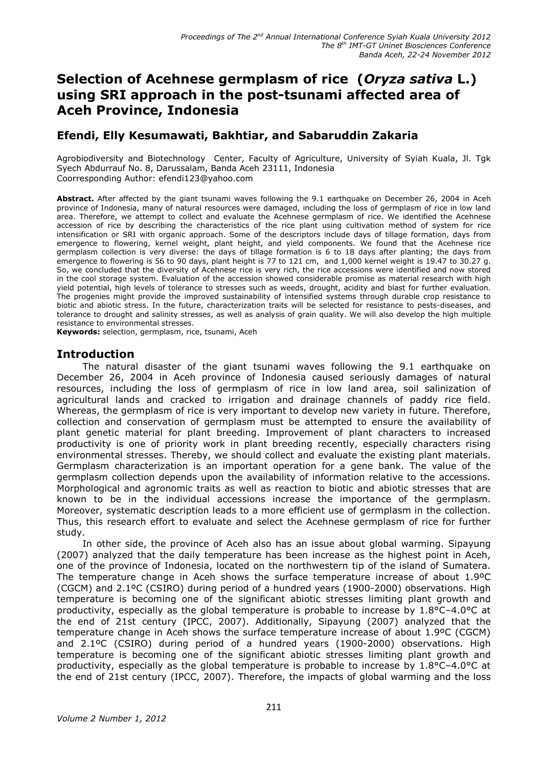# Selection of Acehnese germplasm of rice (*Oryza sativa* L.) using SRI approach in the post-tsunami affected area of Aceh Province, Indonesia

## Efendi, Elly Kesumawati, Bakhtiar, and Sabaruddin Zakaria

Agrobiodiversity and Biotechnology Center, Faculty of Agriculture, University of Syiah Kuala, Jl. Tgk Syech Abdurrauf No. 8, Darussalam, Banda Aceh 23111, Indonesia
Coorresponding Author: efendi123@yahoo.com

**Abstract.** After affected by the giant tsunami waves following the 9.1 earthquake on December 26, 2004 in Aceh province of Indonesia, many of natural resources were damaged, including the loss of germplasm of rice in low land area. Therefore, we attempt to collect and evaluate the Acehnese germplasm of rice. We identified the Acehnese accession of rice by describing the characteristics of the rice plant using cultivation method of system for rice intensification or SRI with organic approach. Some of the descriptors include days of tillage formation, days from emergence to flowering, kernel weight, plant height, and yield components. We found that the Acehnese rice germplasm collection is very diverse: the days of tillage formation is 6 to 18 days after planting; the days from emergence to flowering is 56 to 90 days, plant height is 77 to 121 cm, and 1,000 kernel weight is 19.47 to 30.27 g. So, we concluded that the diversity of Acehnese rice is very rich, the rice accessions were identified and now stored in the cool storage system. Evaluation of the accession showed considerable promise as material research with high yield potential, high levels of tolerance to stresses such as weeds, drought, acidity and blast for further evaluation. The progenies might provide the improved sustainability of intensified systems through durable crop resistance to biotic and abiotic stress. In the future, characterization traits will be selected for resistance to pests-diseases, and tolerance to drought and salinity stresses, as well as analysis of grain quality. We will also develop the high multiple resistance to environmental stresses.

**Keywords:** selection, germplasm, rice, tsunami, Aceh

## Introduction

The natural disaster of the giant tsunami waves following the 9.1 earthquake on December 26, 2004 in Aceh province of Indonesia caused seriously damages of natural resources, including the loss of germplasm of rice in low land area, soil salinization of agricultural lands and cracked to irrigation and drainage channels of paddy rice field. Whereas, the germplasm of rice is very important to develop new variety in future. Therefore, collection and conservation of germplasm must be attempted to ensure the availability of plant genetic material for plant breeding. Improvement of plant characters to increased productivity is one of priority work in plant breeding recently, especially characters rising environmental stresses. Thereby, we should collect and evaluate the existing plant materials. Germplasm characterization is an important operation for a gene bank. The value of the germplasm collection depends upon the availability of information relative to the accessions. Morphological and agronomic traits as well as reaction to biotic and abiotic stresses that are known to be in the individual accessions increase the importance of the germplasm. Moreover, systematic description leads to a more efficient use of germplasm in the collection. Thus, this research effort to evaluate and select the Acehnese germplasm of rice for further study.

In other side, the province of Aceh also has an issue about global warming. Sipayung (2007) analyzed that the daily temperature has been increase as the highest point in Aceh, one of the province of Indonesia, located on the northwestern tip of the island of Sumatera. The temperature change in Aceh shows the surface temperature increase of about 1.9ºC (CGCM) and 2.1ºC (CSIRO) during period of a hundred years (1900-2000) observations. High temperature is becoming one of the significant abiotic stresses limiting plant growth and productivity, especially as the global temperature is probable to increase by 1.8°C–4.0°C at the end of 21st century (IPCC, 2007). Additionally, Sipayung (2007) analyzed that the temperature change in Aceh shows the surface temperature increase of about 1.9ºC (CGCM) and 2.1ºC (CSIRO) during period of a hundred years (1900-2000) observations. High temperature is becoming one of the significant abiotic stresses limiting plant growth and productivity, especially as the global temperature is probable to increase by 1.8°C–4.0°C at the end of 21st century (IPCC, 2007). Therefore, the impacts of global warming and the loss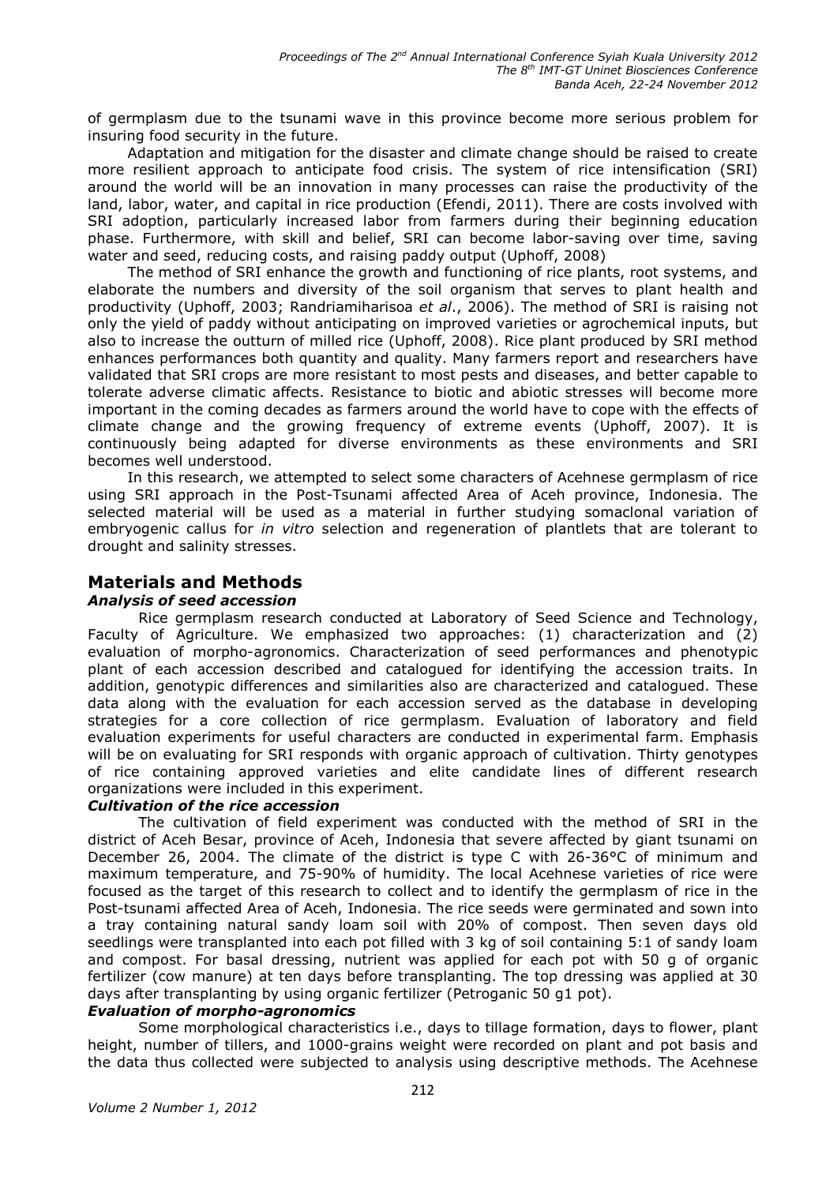of germplasm due to the tsunami wave in this province become more serious problem for insuring food security in the future.

Adaptation and mitigation for the disaster and climate change should be raised to create more resilient approach to anticipate food crisis. The system of rice intensification (SRI) around the world will be an innovation in many processes can raise the productivity of the land, labor, water, and capital in rice production (Efendi, 2011). There are costs involved with SRI adoption, particularly increased labor from farmers during their beginning education phase. Furthermore, with skill and belief, SRI can become labor-saving over time, saving water and seed, reducing costs, and raising paddy output (Uphoff, 2008)

The method of SRI enhance the growth and functioning of rice plants, root systems, and elaborate the numbers and diversity of the soil organism that serves to plant health and productivity (Uphoff, 2003; Randriamiharisoa *et al*., 2006). The method of SRI is raising not only the yield of paddy without anticipating on improved varieties or agrochemical inputs, but also to increase the outturn of milled rice (Uphoff, 2008). Rice plant produced by SRI method enhances performances both quantity and quality. Many farmers report and researchers have validated that SRI crops are more resistant to most pests and diseases, and better capable to tolerate adverse climatic affects. Resistance to biotic and abiotic stresses will become more important in the coming decades as farmers around the world have to cope with the effects of climate change and the growing frequency of extreme events (Uphoff, 2007). It is continuously being adapted for diverse environments as these environments and SRI becomes well understood.

In this research, we attempted to select some characters of Acehnese germplasm of rice using SRI approach in the Post-Tsunami affected Area of Aceh province, Indonesia. The selected material will be used as a material in further studying somaclonal variation of embryogenic callus for *in vitro* selection and regeneration of plantlets that are tolerant to drought and salinity stresses.

## Materials and Methods

### *Analysis of seed accession*

Rice germplasm research conducted at Laboratory of Seed Science and Technology, Faculty of Agriculture. We emphasized two approaches: (1) characterization and (2) evaluation of morpho-agronomics. Characterization of seed performances and phenotypic plant of each accession described and catalogued for identifying the accession traits. In addition, genotypic differences and similarities also are characterized and catalogued. These data along with the evaluation for each accession served as the database in developing strategies for a core collection of rice germplasm. Evaluation of laboratory and field evaluation experiments for useful characters are conducted in experimental farm. Emphasis will be on evaluating for SRI responds with organic approach of cultivation. Thirty genotypes of rice containing approved varieties and elite candidate lines of different research organizations were included in this experiment.

### *Cultivation of the rice accession*

The cultivation of field experiment was conducted with the method of SRI in the district of Aceh Besar, province of Aceh, Indonesia that severe affected by giant tsunami on December 26, 2004. The climate of the district is type C with 26-36°C of minimum and maximum temperature, and 75-90% of humidity. The local Acehnese varieties of rice were focused as the target of this research to collect and to identify the germplasm of rice in the Post-tsunami affected Area of Aceh, Indonesia. The rice seeds were germinated and sown into a tray containing natural sandy loam soil with 20% of compost. Then seven days old seedlings were transplanted into each pot filled with 3 kg of soil containing 5:1 of sandy loam and compost. For basal dressing, nutrient was applied for each pot with 50 g of organic fertilizer (cow manure) at ten days before transplanting. The top dressing was applied at 30 days after transplanting by using organic fertilizer (Petroganic 50 g1 pot).

### *Evaluation of morpho-agronomics*

Some morphological characteristics i.e., days to tillage formation, days to flower, plant height, number of tillers, and 1000-grains weight were recorded on plant and pot basis and the data thus collected were subjected to analysis using descriptive methods. The Acehnese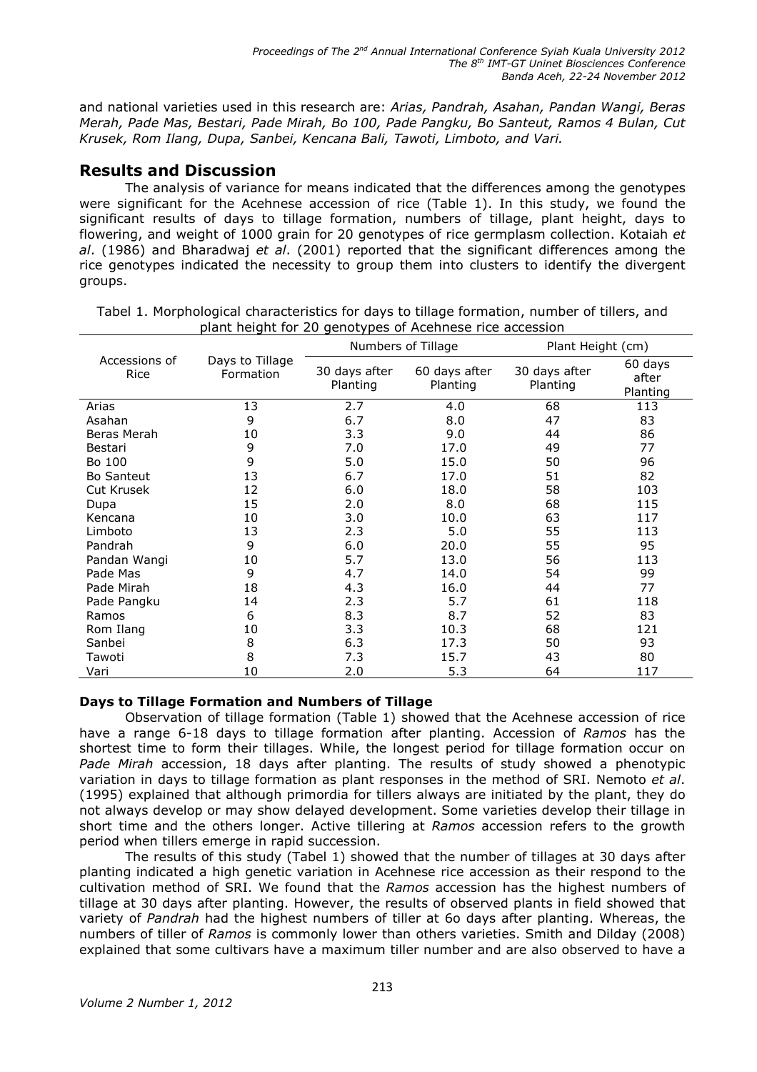and national varieties used in this research are: *Arias, Pandrah, Asahan, Pandan Wangi, Beras Merah, Pade Mas, Bestari, Pade Mirah, Bo 100, Pade Pangku, Bo Santeut, Ramos 4 Bulan, Cut Krusek, Rom Ilang, Dupa, Sanbei, Kencana Bali, Tawoti, Limboto, and Vari.*

## Results and Discussion

The analysis of variance for means indicated that the differences among the genotypes were significant for the Acehnese accession of rice (Table 1). In this study, we found the significant results of days to tillage formation, numbers of tillage, plant height, days to flowering, and weight of 1000 grain for 20 genotypes of rice germplasm collection. Kotaiah *et al*. (1986) and Bharadwaj *et al*. (2001) reported that the significant differences among the rice genotypes indicated the necessity to group them into clusters to identify the divergent groups.

Tabel 1. Morphological characteristics for days to tillage formation, number of tillers, and plant height for 20 genotypes of Acehnese rice accession

| Accessions of Rice | Days to Tillage Formation | Numbers of Tillage | | Plant Height (cm) | |
|---|---|---|---|---|---|
| | | 30 days after Planting | 60 days after Planting | 30 days after Planting | 60 days after Planting |
| Arias | 13 | 2.7 | 4.0 | 68 | 113 |
| Asahan | 9 | 6.7 | 8.0 | 47 | 83 |
| Beras Merah | 10 | 3.3 | 9.0 | 44 | 86 |
| Bestari | 9 | 7.0 | 17.0 | 49 | 77 |
| Bo 100 | 9 | 5.0 | 15.0 | 50 | 96 |
| Bo Santeut | 13 | 6.7 | 17.0 | 51 | 82 |
| Cut Krusek | 12 | 6.0 | 18.0 | 58 | 103 |
| Dupa | 15 | 2.0 | 8.0 | 68 | 115 |
| Kencana | 10 | 3.0 | 10.0 | 63 | 117 |
| Limboto | 13 | 2.3 | 5.0 | 55 | 113 |
| Pandrah | 9 | 6.0 | 20.0 | 55 | 95 |
| Pandan Wangi | 10 | 5.7 | 13.0 | 56 | 113 |
| Pade Mas | 9 | 4.7 | 14.0 | 54 | 99 |
| Pade Mirah | 18 | 4.3 | 16.0 | 44 | 77 |
| Pade Pangku | 14 | 2.3 | 5.7 | 61 | 118 |
| Ramos | 6 | 8.3 | 8.7 | 52 | 83 |
| Rom Ilang | 10 | 3.3 | 10.3 | 68 | 121 |
| Sanbei | 8 | 6.3 | 17.3 | 50 | 93 |
| Tawoti | 8 | 7.3 | 15.7 | 43 | 80 |
| Vari | 10 | 2.0 | 5.3 | 64 | 117 |

### Days to Tillage Formation and Numbers of Tillage

Observation of tillage formation (Table 1) showed that the Acehnese accession of rice have a range 6-18 days to tillage formation after planting. Accession of *Ramos* has the shortest time to form their tillages. While, the longest period for tillage formation occur on *Pade Mirah* accession, 18 days after planting. The results of study showed a phenotypic variation in days to tillage formation as plant responses in the method of SRI. Nemoto *et al*. (1995) explained that although primordia for tillers always are initiated by the plant, they do not always develop or may show delayed development. Some varieties develop their tillage in short time and the others longer. Active tillering at *Ramos* accession refers to the growth period when tillers emerge in rapid succession.

The results of this study (Tabel 1) showed that the number of tillages at 30 days after planting indicated a high genetic variation in Acehnese rice accession as their respond to the cultivation method of SRI. We found that the *Ramos* accession has the highest numbers of tillage at 30 days after planting. However, the results of observed plants in field showed that variety of *Pandrah* had the highest numbers of tiller at 6o days after planting. Whereas, the numbers of tiller of *Ramos* is commonly lower than others varieties. Smith and Dilday (2008) explained that some cultivars have a maximum tiller number and are also observed to have a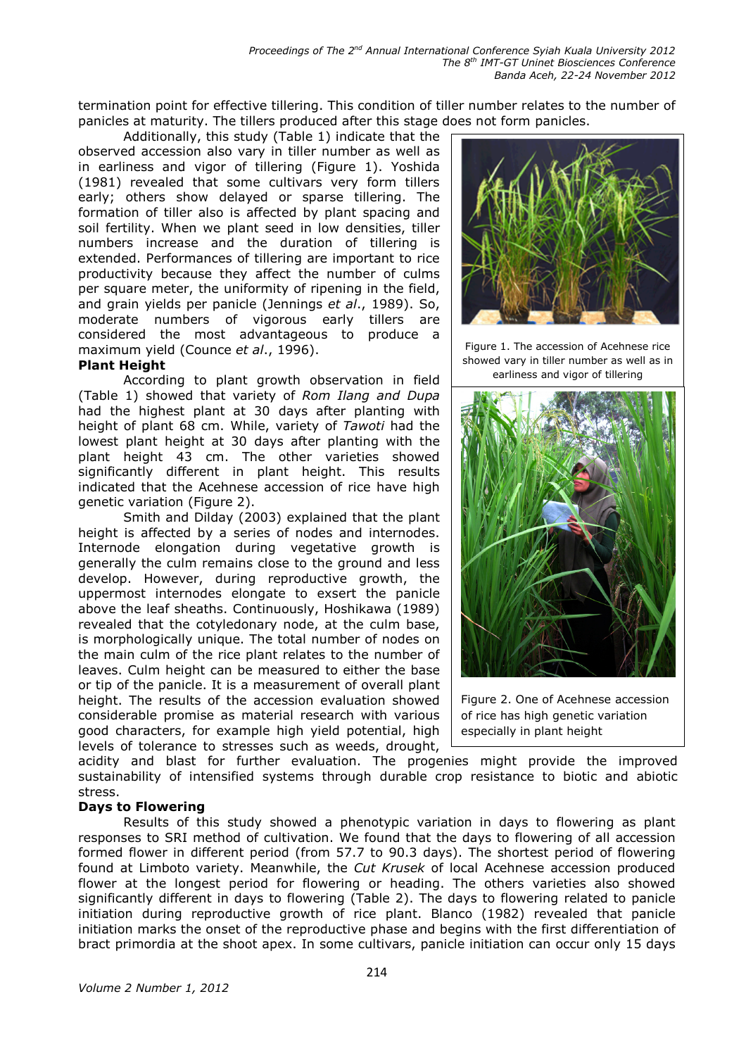termination point for effective tillering. This condition of tiller number relates to the number of panicles at maturity. The tillers produced after this stage does not form panicles.

Additionally, this study (Table 1) indicate that the observed accession also vary in tiller number as well as in earliness and vigor of tillering (Figure 1). Yoshida (1981) revealed that some cultivars very form tillers early; others show delayed or sparse tillering. The formation of tiller also is affected by plant spacing and soil fertility. When we plant seed in low densities, tiller numbers increase and the duration of tillering is extended. Performances of tillering are important to rice productivity because they affect the number of culms per square meter, the uniformity of ripening in the field, and grain yields per panicle (Jennings *et al*., 1989). So, moderate numbers of vigorous early tillers are considered the most advantageous to produce a maximum yield (Counce *et al*., 1996).

Figure 1. The accession of Acehnese rice showed vary in tiller number as well as in earliness and vigor of tillering

**Plant Height**

According to plant growth observation in field (Table 1) showed that variety of *Rom Ilang and Dupa* had the highest plant at 30 days after planting with height of plant 68 cm. While, variety of *Tawoti* had the lowest plant height at 30 days after planting with the plant height 43 cm. The other varieties showed significantly different in plant height. This results indicated that the Acehnese accession of rice have high genetic variation (Figure 2).

Smith and Dilday (2003) explained that the plant height is affected by a series of nodes and internodes. Internode elongation during vegetative growth is generally the culm remains close to the ground and less develop. However, during reproductive growth, the uppermost internodes elongate to exsert the panicle above the leaf sheaths. Continuously, Hoshikawa (1989) revealed that the cotyledonary node, at the culm base, is morphologically unique. The total number of nodes on the main culm of the rice plant relates to the number of leaves. Culm height can be measured to either the base or tip of the panicle. It is a measurement of overall plant height. The results of the accession evaluation showed considerable promise as material research with various good characters, for example high yield potential, high levels of tolerance to stresses such as weeds, drought, acidity and blast for further evaluation. The progenies might provide the improved sustainability of intensified systems through durable crop resistance to biotic and abiotic stress.

Figure 2. One of Acehnese accession of rice has high genetic variation especially in plant height

**Days to Flowering**

Results of this study showed a phenotypic variation in days to flowering as plant responses to SRI method of cultivation. We found that the days to flowering of all accession formed flower in different period (from 57.7 to 90.3 days). The shortest period of flowering found at Limboto variety. Meanwhile, the *Cut Krusek* of local Acehnese accession produced flower at the longest period for flowering or heading. The others varieties also showed significantly different in days to flowering (Table 2). The days to flowering related to panicle initiation during reproductive growth of rice plant. Blanco (1982) revealed that panicle initiation marks the onset of the reproductive phase and begins with the first differentiation of bract primordia at the shoot apex. In some cultivars, panicle initiation can occur only 15 days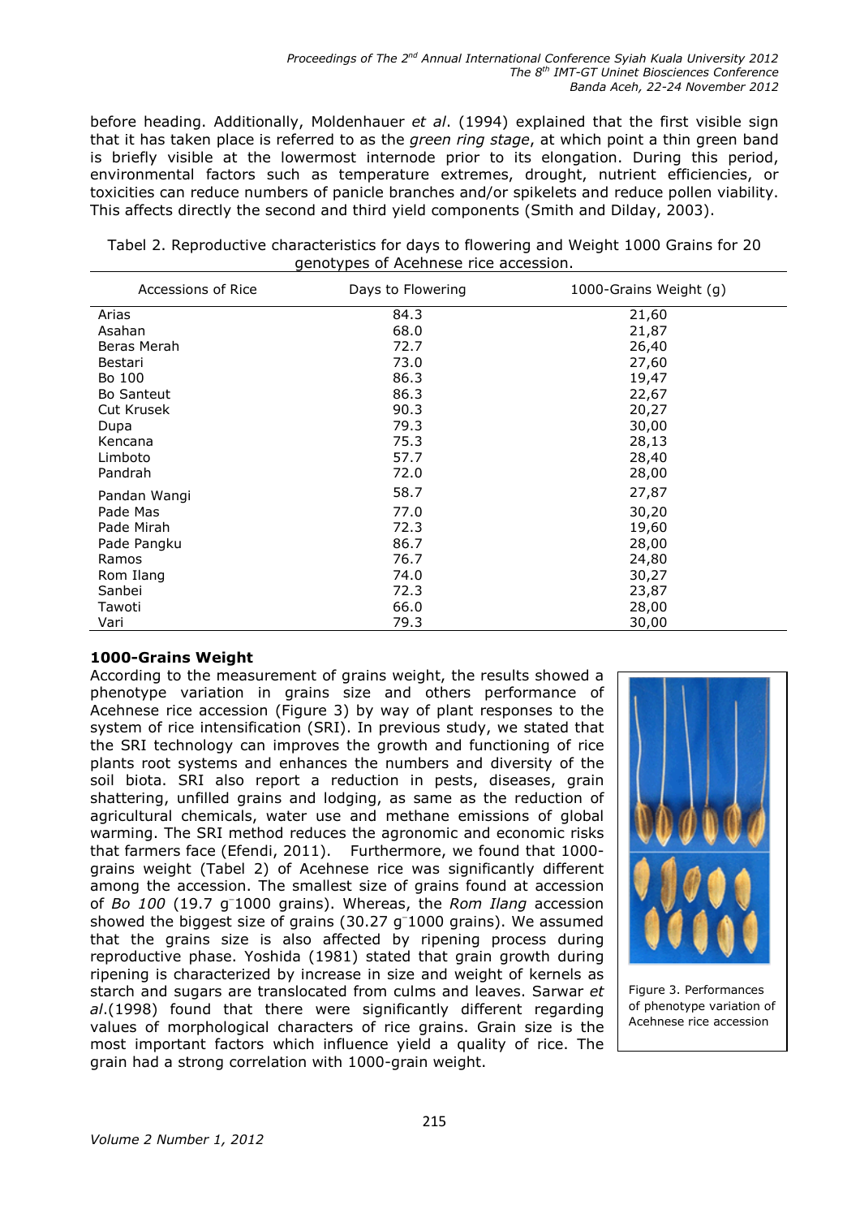before heading. Additionally, Moldenhauer *et al*. (1994) explained that the first visible sign that it has taken place is referred to as the *green ring stage*, at which point a thin green band is briefly visible at the lowermost internode prior to its elongation. During this period, environmental factors such as temperature extremes, drought, nutrient efficiencies, or toxicities can reduce numbers of panicle branches and/or spikelets and reduce pollen viability. This affects directly the second and third yield components (Smith and Dilday, 2003).

Tabel 2. Reproductive characteristics for days to flowering and Weight 1000 Grains for 20 genotypes of Acehnese rice accession.

| Accessions of Rice | Days to Flowering | 1000-Grains Weight (g) |
|---|---|---|
| Arias | 84.3 | 21,60 |
| Asahan | 68.0 | 21,87 |
| Beras Merah | 72.7 | 26,40 |
| Bestari | 73.0 | 27,60 |
| Bo 100 | 86.3 | 19,47 |
| Bo Santeut | 86.3 | 22,67 |
| Cut Krusek | 90.3 | 20,27 |
| Dupa | 79.3 | 30,00 |
| Kencana | 75.3 | 28,13 |
| Limboto | 57.7 | 28,40 |
| Pandrah | 72.0 | 28,00 |
| Pandan Wangi | 58.7 | 27,87 |
| Pade Mas | 77.0 | 30,20 |
| Pade Mirah | 72.3 | 19,60 |
| Pade Pangku | 86.7 | 28,00 |
| Ramos | 76.7 | 24,80 |
| Rom Ilang | 74.0 | 30,27 |
| Sanbei | 72.3 | 23,87 |
| Tawoti | 66.0 | 28,00 |
| Vari | 79.3 | 30,00 |

**1000-Grains Weight**

According to the measurement of grains weight, the results showed a phenotype variation in grains size and others performance of Acehnese rice accession (Figure 3) by way of plant responses to the system of rice intensification (SRI). In previous study, we stated that the SRI technology can improves the growth and functioning of rice plants root systems and enhances the numbers and diversity of the soil biota. SRI also report a reduction in pests, diseases, grain shattering, unfilled grains and lodging, as same as the reduction of agricultural chemicals, water use and methane emissions of global warming. The SRI method reduces the agronomic and economic risks that farmers face (Efendi, 2011). Furthermore, we found that 1000-grains weight (Tabel 2) of Acehnese rice was significantly different among the accession. The smallest size of grains found at accession of *Bo 100* (19.7 $g^{-}$1000 grains). Whereas, the *Rom Ilang* accession showed the biggest size of grains (30.27 $g^{-}$1000 grains). We assumed that the grains size is also affected by ripening process during reproductive phase. Yoshida (1981) stated that grain growth during ripening is characterized by increase in size and weight of kernels as starch and sugars are translocated from culms and leaves. Sarwar *et al*.(1998) found that there were significantly different regarding values of morphological characters of rice grains. Grain size is the most important factors which influence yield a quality of rice. The grain had a strong correlation with 1000-grain weight.

Figure 3. Performances of phenotype variation of Acehnese rice accession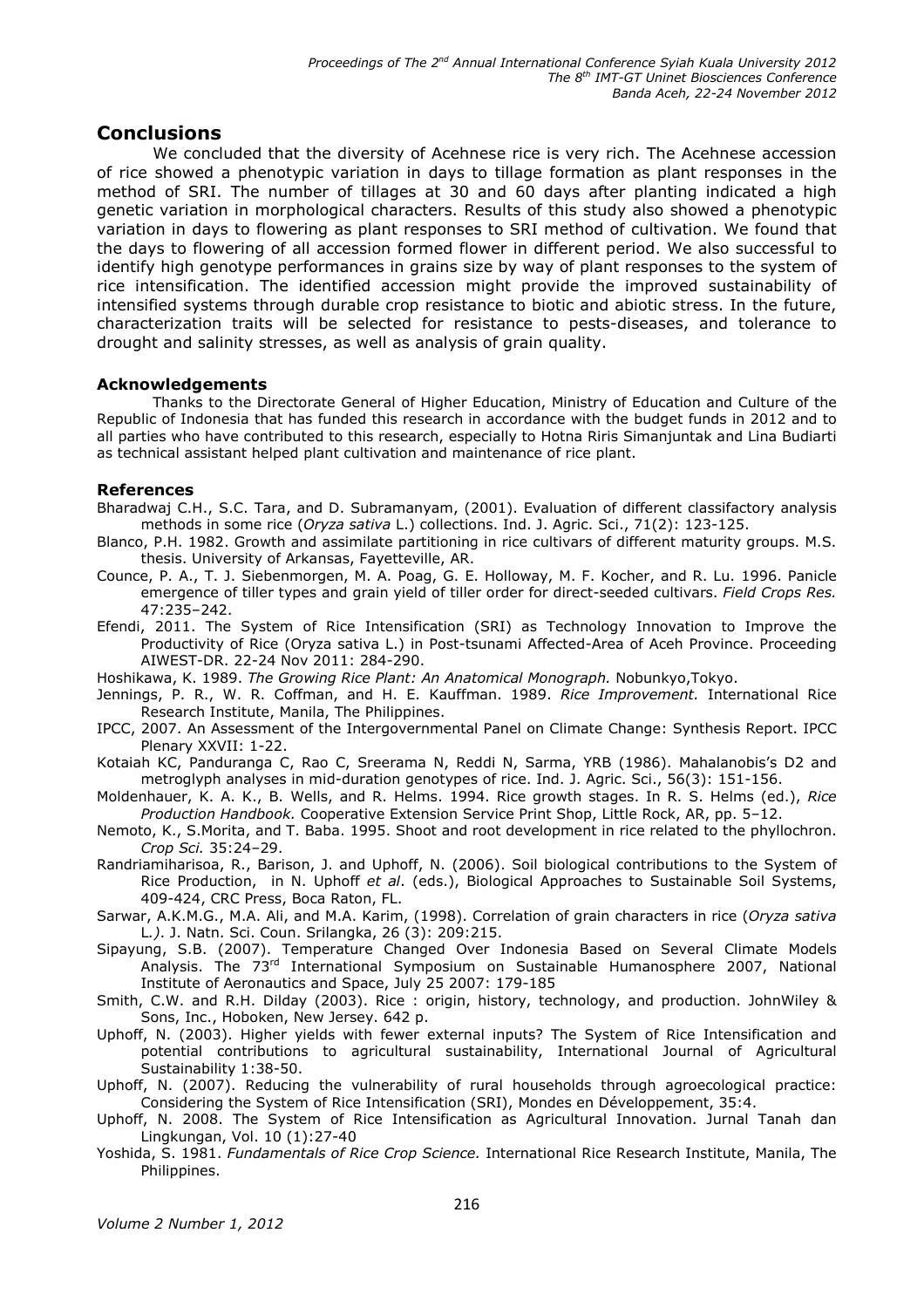## Conclusions

We concluded that the diversity of Acehnese rice is very rich. The Acehnese accession of rice showed a phenotypic variation in days to tillage formation as plant responses in the method of SRI. The number of tillages at 30 and 60 days after planting indicated a high genetic variation in morphological characters. Results of this study also showed a phenotypic variation in days to flowering as plant responses to SRI method of cultivation. We found that the days to flowering of all accession formed flower in different period. We also successful to identify high genotype performances in grains size by way of plant responses to the system of rice intensification. The identified accession might provide the improved sustainability of intensified systems through durable crop resistance to biotic and abiotic stress. In the future, characterization traits will be selected for resistance to pests-diseases, and tolerance to drought and salinity stresses, as well as analysis of grain quality.

### Acknowledgements

Thanks to the Directorate General of Higher Education, Ministry of Education and Culture of the Republic of Indonesia that has funded this research in accordance with the budget funds in 2012 and to all parties who have contributed to this research, especially to Hotna Riris Simanjuntak and Lina Budiarti as technical assistant helped plant cultivation and maintenance of rice plant.

### References

Bharadwaj C.H., S.C. Tara, and D. Subramanyam, (2001). Evaluation of different classifactory analysis methods in some rice (*Oryza sativa* L.) collections. Ind. J. Agric. Sci., 71(2): 123-125.

Blanco, P.H. 1982. Growth and assimilate partitioning in rice cultivars of different maturity groups. M.S. thesis. University of Arkansas, Fayetteville, AR.

Counce, P. A., T. J. Siebenmorgen, M. A. Poag, G. E. Holloway, M. F. Kocher, and R. Lu. 1996. Panicle emergence of tiller types and grain yield of tiller order for direct-seeded cultivars. *Field Crops Res.* 47:235–242.

Efendi, 2011. The System of Rice Intensification (SRI) as Technology Innovation to Improve the Productivity of Rice (Oryza sativa L.) in Post-tsunami Affected-Area of Aceh Province. Proceeding AIWEST-DR. 22-24 Nov 2011: 284-290.

Hoshikawa, K. 1989. *The Growing Rice Plant: An Anatomical Monograph.* Nobunkyo,Tokyo.

Jennings, P. R., W. R. Coffman, and H. E. Kauffman. 1989. *Rice Improvement.* International Rice Research Institute, Manila, The Philippines.

IPCC, 2007. An Assessment of the Intergovernmental Panel on Climate Change: Synthesis Report. IPCC Plenary XXVII: 1-22.

Kotaiah KC, Panduranga C, Rao C, Sreerama N, Reddi N, Sarma, YRB (1986). Mahalanobis's D2 and metroglyph analyses in mid-duration genotypes of rice. Ind. J. Agric. Sci., 56(3): 151-156.

Moldenhauer, K. A. K., B. Wells, and R. Helms. 1994. Rice growth stages. In R. S. Helms (ed.), *Rice Production Handbook.* Cooperative Extension Service Print Shop, Little Rock, AR, pp. 5–12.

Nemoto, K., S.Morita, and T. Baba. 1995. Shoot and root development in rice related to the phyllochron. *Crop Sci.* 35:24–29.

Randriamiharisoa, R., Barison, J. and Uphoff, N. (2006). Soil biological contributions to the System of Rice Production, in N. Uphoff *et al*. (eds.), Biological Approaches to Sustainable Soil Systems, 409-424, CRC Press, Boca Raton, FL.

Sarwar, A.K.M.G., M.A. Ali, and M.A. Karim, (1998). Correlation of grain characters in rice (*Oryza sativa* L*.)*. J. Natn. Sci. Coun. Srilangka, 26 (3): 209:215.

Sipayung, S.B. (2007). Temperature Changed Over Indonesia Based on Several Climate Models Analysis. The 73rd International Symposium on Sustainable Humanosphere 2007, National Institute of Aeronautics and Space, July 25 2007: 179-185

Smith, C.W. and R.H. Dilday (2003). Rice : origin, history, technology, and production. JohnWiley & Sons, Inc., Hoboken, New Jersey. 642 p.

Uphoff, N. (2003). Higher yields with fewer external inputs? The System of Rice Intensification and potential contributions to agricultural sustainability, International Journal of Agricultural Sustainability 1:38-50.

Uphoff, N. (2007). Reducing the vulnerability of rural households through agroecological practice: Considering the System of Rice Intensification (SRI), Mondes en Développement, 35:4.

Uphoff, N. 2008. The System of Rice Intensification as Agricultural Innovation. Jurnal Tanah dan Lingkungan, Vol. 10 (1):27-40

Yoshida, S. 1981. *Fundamentals of Rice Crop Science.* International Rice Research Institute, Manila, The Philippines.